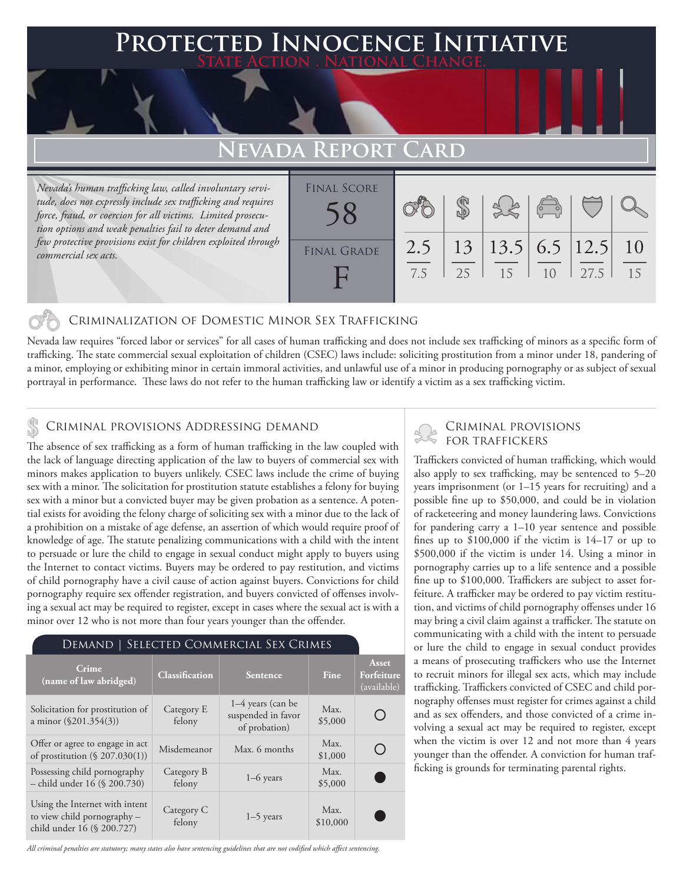# Protected Innocence Initiative

**State Action . National Change.**

## Nevada Report Card

*Nevada's human trafficking law, called involuntary servitude, does not expressly include sex trafficking and requires force, fraud, or coercion for all victims. Limited prosecution options and weak penalties fail to deter demand and few protective provisions exist for children exploited through commercial sex acts.*

| Final Score | Final Grade |
|---|---|
| 58 | F |

| Criminalization | Demand | Traffickers | Facilitators | Protective Provisions | Criminal Justice Tools |
|---|---|---|---|---|---|
| 2.5 / 7.5 | 13 / 25 | 13.5 / 15 | 6.5 / 10 | 12.5 / 27.5 | 10 / 15 |

### Criminalization of Domestic Minor Sex Trafficking

Nevada law requires "forced labor or services" for all cases of human trafficking and does not include sex trafficking of minors as a specific form of trafficking. The state commercial sexual exploitation of children (CSEC) laws include: soliciting prostitution from a minor under 18, pandering of a minor, employing or exhibiting minor in certain immoral activities, and unlawful use of a minor in producing pornography or as subject of sexual portrayal in performance. These laws do not refer to the human trafficking law or identify a victim as a sex trafficking victim.

### Criminal provisions Addressing demand

The absence of sex trafficking as a form of human trafficking in the law coupled with the lack of language directing application of the law to buyers of commercial sex with minors makes application to buyers unlikely. CSEC laws include the crime of buying sex with a minor. The solicitation for prostitution statute establishes a felony for buying sex with a minor but a convicted buyer may be given probation as a sentence. A potential exists for avoiding the felony charge of soliciting sex with a minor due to the lack of a prohibition on a mistake of age defense, an assertion of which would require proof of knowledge of age. The statute penalizing communications with a child with the intent to persuade or lure the child to engage in sexual conduct might apply to buyers using the Internet to contact victims. Buyers may be ordered to pay restitution, and victims of child pornography have a civil cause of action against buyers. Convictions for child pornography require sex offender registration, and buyers convicted of offenses involving a sexual act may be required to register, except in cases where the sexual act is with a minor over 12 who is not more than four years younger than the offender.

#### Demand | Selected Commercial Sex Crimes

| Crime (name of law abridged) | Classification | Sentence | Fine | Asset Forfeiture (available) |
|---|---|---|---|---|
| Solicitation for prostitution of a minor (§201.354(3)) | Category E felony | 1–4 years (can be suspended in favor of probation) | Max. $5,000 | ○ |
| Offer or agree to engage in act of prostitution (§ 207.030(1)) | Misdemeanor | Max. 6 months | Max. $1,000 | ○ |
| Possessing child pornography – child under 16 (§ 200.730) | Category B felony | 1–6 years | Max. $5,000 | ● |
| Using the Internet with intent to view child pornography – child under 16 (§ 200.727) | Category C felony | 1–5 years | Max. $10,000 | ● |

*All criminal penalties are statutory; many states also have sentencing guidelines that are not codified which affect sentencing.*

### Criminal provisions for traffickers

Traffickers convicted of human trafficking, which would also apply to sex trafficking, may be sentenced to 5–20 years imprisonment (or 1–15 years for recruiting) and a possible fine up to $50,000, and could be in violation of racketeering and money laundering laws. Convictions for pandering carry a 1–10 year sentence and possible fines up to $100,000 if the victim is 14–17 or up to $500,000 if the victim is under 14. Using a minor in pornography carries up to a life sentence and a possible fine up to $100,000. Traffickers are subject to asset forfeiture. A trafficker may be ordered to pay victim restitution, and victims of child pornography offenses under 16 may bring a civil claim against a trafficker. The statute on communicating with a child with the intent to persuade or lure the child to engage in sexual conduct provides a means of prosecuting traffickers who use the Internet to recruit minors for illegal sex acts, which may include trafficking. Traffickers convicted of CSEC and child pornography offenses must register for crimes against a child and as sex offenders, and those convicted of a crime involving a sexual act may be required to register, except when the victim is over 12 and not more than 4 years younger than the offender. A conviction for human trafficking is grounds for terminating parental rights.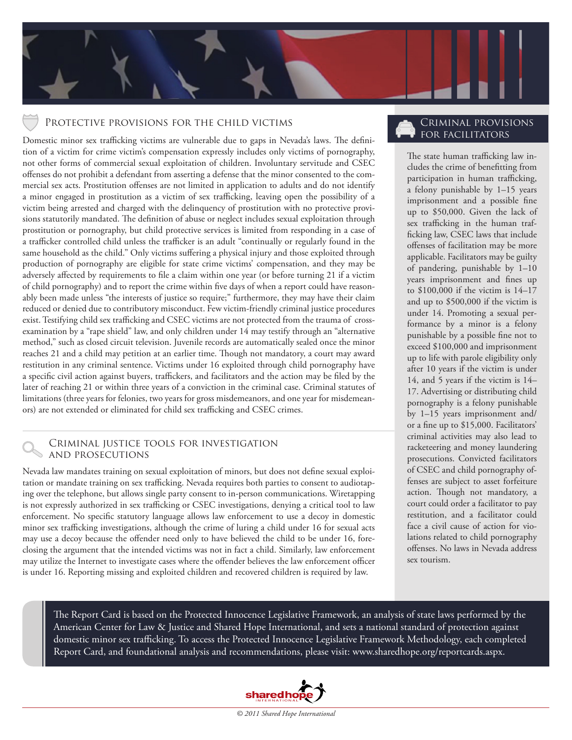## Protective provisions for the child victims

Domestic minor sex trafficking victims are vulnerable due to gaps in Nevada's laws. The definition of a victim for crime victim's compensation expressly includes only victims of pornography, not other forms of commercial sexual exploitation of children. Involuntary servitude and CSEC offenses do not prohibit a defendant from asserting a defense that the minor consented to the commercial sex acts. Prostitution offenses are not limited in application to adults and do not identify a minor engaged in prostitution as a victim of sex trafficking, leaving open the possibility of a victim being arrested and charged with the delinquency of prostitution with no protective provisions statutorily mandated. The definition of abuse or neglect includes sexual exploitation through prostitution or pornography, but child protective services is limited from responding in a case of a trafficker controlled child unless the trafficker is an adult "continually or regularly found in the same household as the child." Only victims suffering a physical injury and those exploited through production of pornography are eligible for state crime victims' compensation, and they may be adversely affected by requirements to file a claim within one year (or before turning 21 if a victim of child pornography) and to report the crime within five days of when a report could have reasonably been made unless "the interests of justice so require;" furthermore, they may have their claim reduced or denied due to contributory misconduct. Few victim-friendly criminal justice procedures exist. Testifying child sex trafficking and CSEC victims are not protected from the trauma of cross-examination by a "rape shield" law, and only children under 14 may testify through an "alternative method," such as closed circuit television. Juvenile records are automatically sealed once the minor reaches 21 and a child may petition at an earlier time. Though not mandatory, a court may award restitution in any criminal sentence. Victims under 16 exploited through child pornography have a specific civil action against buyers, traffickers, and facilitators and the action may be filed by the later of reaching 21 or within three years of a conviction in the criminal case. Criminal statutes of limitations (three years for felonies, two years for gross misdemeanors, and one year for misdemeanors) are not extended or eliminated for child sex trafficking and CSEC crimes.

## Criminal justice tools for investigation and prosecutions

Nevada law mandates training on sexual exploitation of minors, but does not define sexual exploitation or mandate training on sex trafficking. Nevada requires both parties to consent to audiotaping over the telephone, but allows single party consent to in-person communications. Wiretapping is not expressly authorized in sex trafficking or CSEC investigations, denying a critical tool to law enforcement. No specific statutory language allows law enforcement to use a decoy in domestic minor sex trafficking investigations, although the crime of luring a child under 16 for sexual acts may use a decoy because the offender need only to have believed the child to be under 16, foreclosing the argument that the intended victims was not in fact a child. Similarly, law enforcement may utilize the Internet to investigate cases where the offender believes the law enforcement officer is under 16. Reporting missing and exploited children and recovered children is required by law.

## Criminal provisions for facilitators

The state human trafficking law includes the crime of benefitting from participation in human trafficking, a felony punishable by 1–15 years imprisonment and a possible fine up to $50,000. Given the lack of sex trafficking in the human trafficking law, CSEC laws that include offenses of facilitation may be more applicable. Facilitators may be guilty of pandering, punishable by 1–10 years imprisonment and fines up to $100,000 if the victim is 14–17 and up to $500,000 if the victim is under 14. Promoting a sexual performance by a minor is a felony punishable by a possible fine not to exceed $100,000 and imprisonment up to life with parole eligibility only after 10 years if the victim is under 14, and 5 years if the victim is 14–17. Advertising or distributing child pornography is a felony punishable by 1–15 years imprisonment and/or a fine up to $15,000. Facilitators' criminal activities may also lead to racketeering and money laundering prosecutions. Convicted facilitators of CSEC and child pornography offenses are subject to asset forfeiture action. Though not mandatory, a court could order a facilitator to pay restitution, and a facilitator could face a civil cause of action for violations related to child pornography offenses. No laws in Nevada address sex tourism.

The Report Card is based on the Protected Innocence Legislative Framework, an analysis of state laws performed by the American Center for Law & Justice and Shared Hope International, and sets a national standard of protection against domestic minor sex trafficking. To access the Protected Innocence Legislative Framework Methodology, each completed Report Card, and foundational analysis and recommendations, please visit: www.sharedhope.org/reportcards.aspx.

shared hope INTERNATIONAL

*© 2011 Shared Hope International*